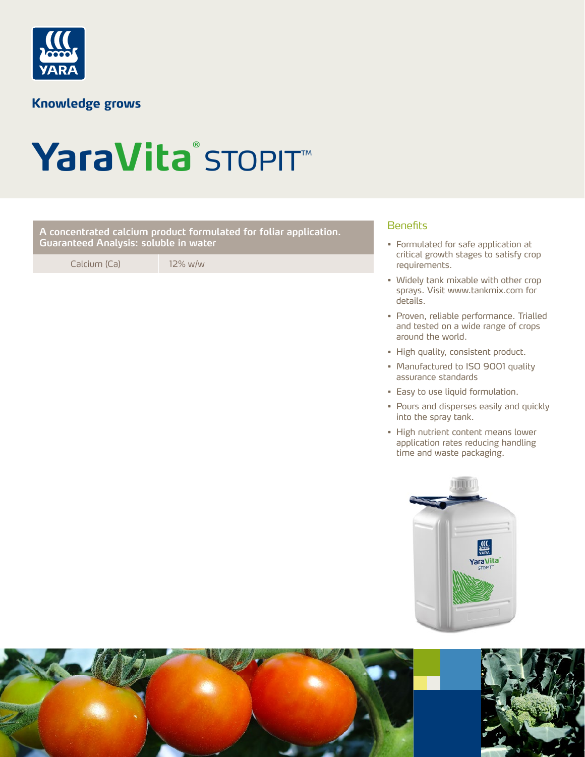# YaraVita® STOPIT™

Knowledge grows

| A concentrated calcium product formulated for foliar application. Guaranteed Analysis: soluble in water | |
|---|---|
| Calcium (Ca) | 12% w/w |

## Benefits

- Formulated for safe application at critical growth stages to satisfy crop requirements.
- Widely tank mixable with other crop sprays. Visit www.tankmix.com for details.
- Proven, reliable performance. Trialled and tested on a wide range of crops around the world.
- High quality, consistent product.
- Manufactured to ISO 9001 quality assurance standards
- Easy to use liquid formulation.
- Pours and disperses easily and quickly into the spray tank.
- High nutrient content means lower application rates reducing handling time and waste packaging.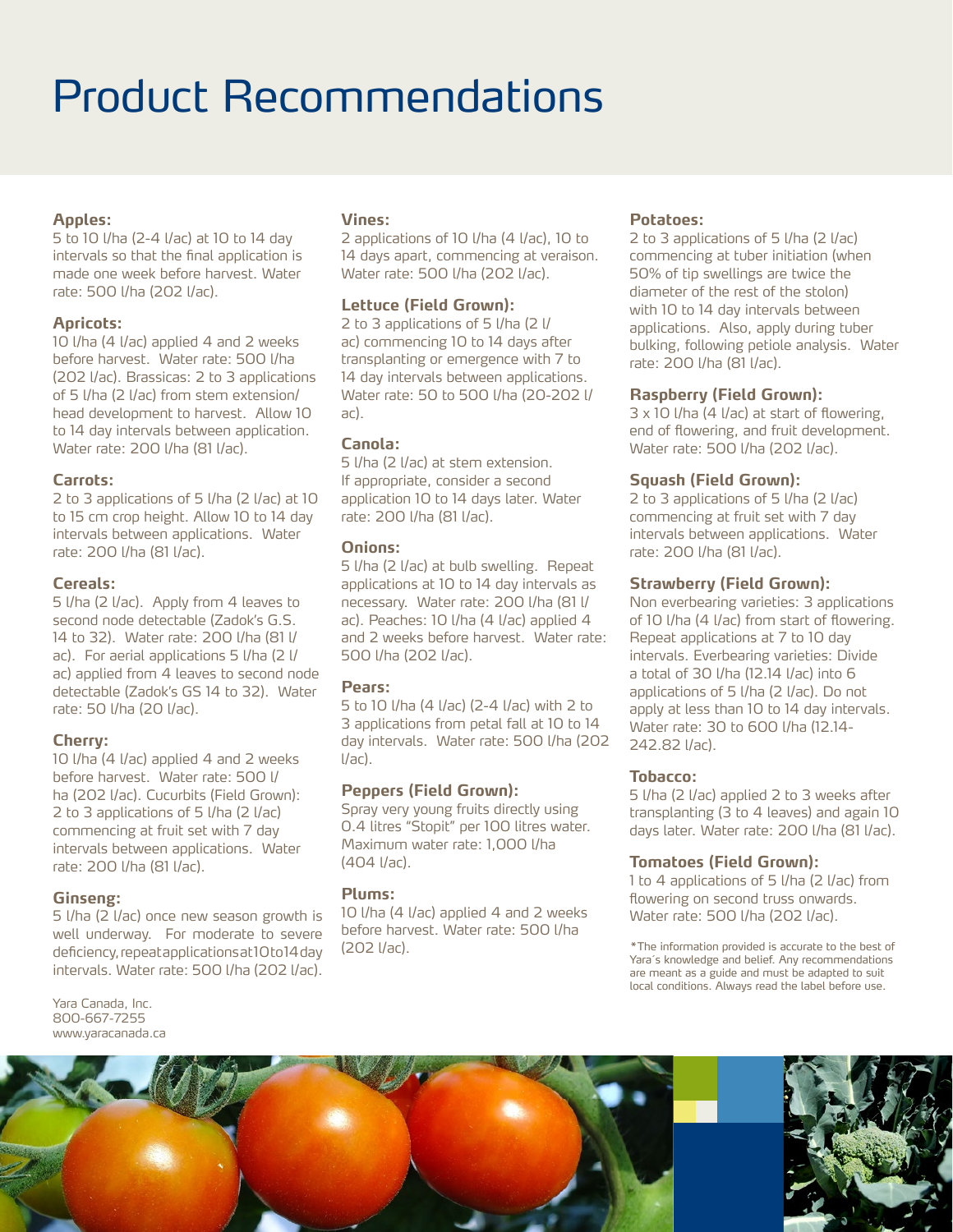# Product Recommendations

**Apples:**
5 to 10 l/ha (2-4 l/ac) at 10 to 14 day intervals so that the final application is made one week before harvest. Water rate: 500 l/ha (202 l/ac).

**Apricots:**
10 l/ha (4 l/ac) applied 4 and 2 weeks before harvest. Water rate: 500 l/ha (202 l/ac). Brassicas: 2 to 3 applications of 5 l/ha (2 l/ac) from stem extension/ head development to harvest. Allow 10 to 14 day intervals between application. Water rate: 200 l/ha (81 l/ac).

**Carrots:**
2 to 3 applications of 5 l/ha (2 l/ac) at 10 to 15 cm crop height. Allow 10 to 14 day intervals between applications. Water rate: 200 l/ha (81 l/ac).

**Cereals:**
5 l/ha (2 l/ac). Apply from 4 leaves to second node detectable (Zadok's G.S. 14 to 32). Water rate: 200 l/ha (81 l/ ac). For aerial applications 5 l/ha (2 l/ ac) applied from 4 leaves to second node detectable (Zadok's GS 14 to 32). Water rate: 50 l/ha (20 l/ac).

**Cherry:**
10 l/ha (4 l/ac) applied 4 and 2 weeks before harvest. Water rate: 500 l/ ha (202 l/ac). Cucurbits (Field Grown): 2 to 3 applications of 5 l/ha (2 l/ac) commencing at fruit set with 7 day intervals between applications. Water rate: 200 l/ha (81 l/ac).

**Ginseng:**
5 l/ha (2 l/ac) once new season growth is well underway. For moderate to severe deficiency, repeat applications at 10 to 14 day intervals. Water rate: 500 l/ha (202 l/ac).

**Vines:**
2 applications of 10 l/ha (4 l/ac), 10 to 14 days apart, commencing at veraison. Water rate: 500 l/ha (202 l/ac).

**Lettuce (Field Grown):**
2 to 3 applications of 5 l/ha (2 l/ ac) commencing 10 to 14 days after transplanting or emergence with 7 to 14 day intervals between applications. Water rate: 50 to 500 l/ha (20-202 l/ ac).

**Canola:**
5 l/ha (2 l/ac) at stem extension. If appropriate, consider a second application 10 to 14 days later. Water rate: 200 l/ha (81 l/ac).

**Onions:**
5 l/ha (2 l/ac) at bulb swelling. Repeat applications at 10 to 14 day intervals as necessary. Water rate: 200 l/ha (81 l/ ac). Peaches: 10 l/ha (4 l/ac) applied 4 and 2 weeks before harvest. Water rate: 500 l/ha (202 l/ac).

**Pears:**
5 to 10 l/ha (4 l/ac) (2-4 l/ac) with 2 to 3 applications from petal fall at 10 to 14 day intervals. Water rate: 500 l/ha (202 l/ac).

**Peppers (Field Grown):**
Spray very young fruits directly using 0.4 litres "Stopit" per 100 litres water. Maximum water rate: 1,000 l/ha (404 l/ac).

**Plums:**
10 l/ha (4 l/ac) applied 4 and 2 weeks before harvest. Water rate: 500 l/ha (202 l/ac).

**Potatoes:**
2 to 3 applications of 5 l/ha (2 l/ac) commencing at tuber initiation (when 50% of tip swellings are twice the diameter of the rest of the stolon) with 10 to 14 day intervals between applications. Also, apply during tuber bulking, following petiole analysis. Water rate: 200 l/ha (81 l/ac).

**Raspberry (Field Grown):**
3 x 10 l/ha (4 l/ac) at start of flowering, end of flowering, and fruit development. Water rate: 500 l/ha (202 l/ac).

**Squash (Field Grown):**
2 to 3 applications of 5 l/ha (2 l/ac) commencing at fruit set with 7 day intervals between applications. Water rate: 200 l/ha (81 l/ac).

**Strawberry (Field Grown):**
Non everbearing varieties: 3 applications of 10 l/ha (4 l/ac) from start of flowering. Repeat applications at 7 to 10 day intervals. Everbearing varieties: Divide a total of 30 l/ha (12.14 l/ac) into 6 applications of 5 l/ha (2 l/ac). Do not apply at less than 10 to 14 day intervals. Water rate: 30 to 600 l/ha (12.14-242.82 l/ac).

**Tobacco:**
5 l/ha (2 l/ac) applied 2 to 3 weeks after transplanting (3 to 4 leaves) and again 10 days later. Water rate: 200 l/ha (81 l/ac).

**Tomatoes (Field Grown):**
1 to 4 applications of 5 l/ha (2 l/ac) from flowering on second truss onwards. Water rate: 500 l/ha (202 l/ac).

*The information provided is accurate to the best of Yara's knowledge and belief. Any recommendations are meant as a guide and must be adapted to suit local conditions. Always read the label before use.

Yara Canada, Inc.
800-667-7255
www.yaracanada.ca